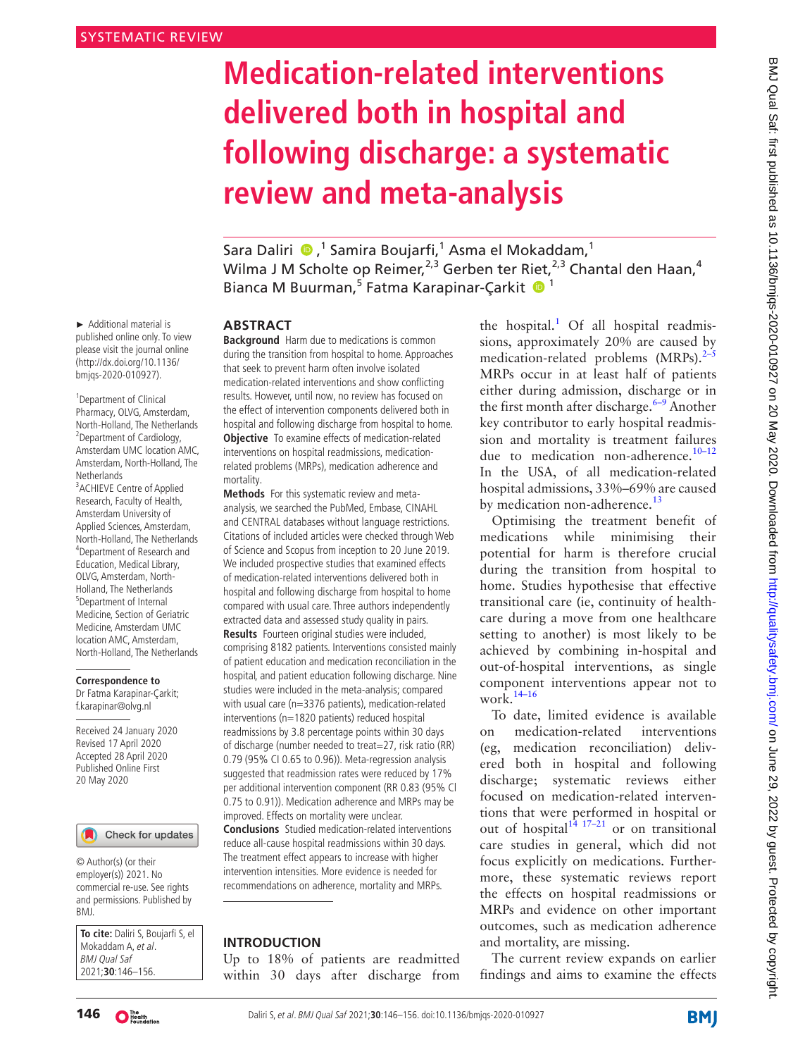SYSTEMATIC REVIEW

# Medication-related interventions delivered both in hospital and following discharge: a systematic review and meta-analysis

Sara Daliri,[1] Samira Boujarfi,[1] Asma el Mokaddam,[1] Wilma J M Scholte op Reimer,[2,3] Gerben ter Riet,[2,3] Chantal den Haan,[4] Bianca M Buurman,[5] Fatma Karapinar-Çarkit[1]

► Additional material is published online only. To view please visit the journal online (http://dx.doi.org/10.1136/bmjqs-2020-010927).

[1]Department of Clinical Pharmacy, OLVG, Amsterdam, North-Holland, The Netherlands
[2]Department of Cardiology, Amsterdam UMC location AMC, Amsterdam, North-Holland, The Netherlands
[3]ACHIEVE Centre of Applied Research, Faculty of Health, Amsterdam University of Applied Sciences, Amsterdam, North-Holland, The Netherlands
[4]Department of Research and Education, Medical Library, OLVG, Amsterdam, North-Holland, The Netherlands
[5]Department of Internal Medicine, Section of Geriatric Medicine, Amsterdam UMC location AMC, Amsterdam, North-Holland, The Netherlands

**Correspondence to**
Dr Fatma Karapinar-Çarkit; f.karapinar@olvg.nl

Received 24 January 2020
Revised 17 April 2020
Accepted 28 April 2020
Published Online First 20 May 2020

© Author(s) (or their employer(s)) 2021. No commercial re-use. See rights and permissions. Published by BMJ.

**To cite:** Daliri S, Boujarfi S, el Mokaddam A, *et al*. *BMJ Qual Saf* 2021;**30**:146–156.

## ABSTRACT

**Background** Harm due to medications is common during the transition from hospital to home. Approaches that seek to prevent harm often involve isolated medication-related interventions and show conflicting results. However, until now, no review has focused on the effect of intervention components delivered both in hospital and following discharge from hospital to home.

**Objective** To examine effects of medication-related interventions on hospital readmissions, medication-related problems (MRPs), medication adherence and mortality.

**Methods** For this systematic review and meta-analysis, we searched the PubMed, Embase, CINAHL and CENTRAL databases without language restrictions. Citations of included articles were checked through Web of Science and Scopus from inception to 20 June 2019. We included prospective studies that examined effects of medication-related interventions delivered both in hospital and following discharge from hospital to home compared with usual care. Three authors independently extracted data and assessed study quality in pairs.

**Results** Fourteen original studies were included, comprising 8182 patients. Interventions consisted mainly of patient education and medication reconciliation in the hospital, and patient education following discharge. Nine studies were included in the meta-analysis; compared with usual care (n=3376 patients), medication-related interventions (n=1820 patients) reduced hospital readmissions by 3.8 percentage points within 30 days of discharge (number needed to treat=27, risk ratio (RR) 0.79 (95% CI 0.65 to 0.96)). Meta-regression analysis suggested that readmission rates were reduced by 17% per additional intervention component (RR 0.83 (95% CI 0.75 to 0.91)). Medication adherence and MRPs may be improved. Effects on mortality were unclear.

**Conclusions** Studied medication-related interventions reduce all-cause hospital readmissions within 30 days. The treatment effect appears to increase with higher intervention intensities. More evidence is needed for recommendations on adherence, mortality and MRPs.

## INTRODUCTION

Up to 18% of patients are readmitted within 30 days after discharge from the hospital.[1] Of all hospital readmissions, approximately 20% are caused by medication-related problems (MRPs).[2–5] MRPs occur in at least half of patients either during admission, discharge or in the first month after discharge.[6–9] Another key contributor to early hospital readmission and mortality is treatment failures due to medication non-adherence.[10–12] In the USA, of all medication-related hospital admissions, 33%–69% are caused by medication non-adherence.[13]

Optimising the treatment benefit of medications while minimising their potential for harm is therefore crucial during the transition from hospital to home. Studies hypothesise that effective transitional care (ie, continuity of healthcare during a move from one healthcare setting to another) is most likely to be achieved by combining in-hospital and out-of-hospital interventions, as single component interventions appear not to work.[14–16]

To date, limited evidence is available on medication-related interventions (eg, medication reconciliation) delivered both in hospital and following discharge; systematic reviews either focused on medication-related interventions that were performed in hospital or out of hospital[14 17–21] or on transitional care studies in general, which did not focus explicitly on medications. Furthermore, these systematic reviews report the effects on hospital readmissions or MRPs and evidence on other important outcomes, such as medication adherence and mortality, are missing.

The current review expands on earlier findings and aims to examine the effects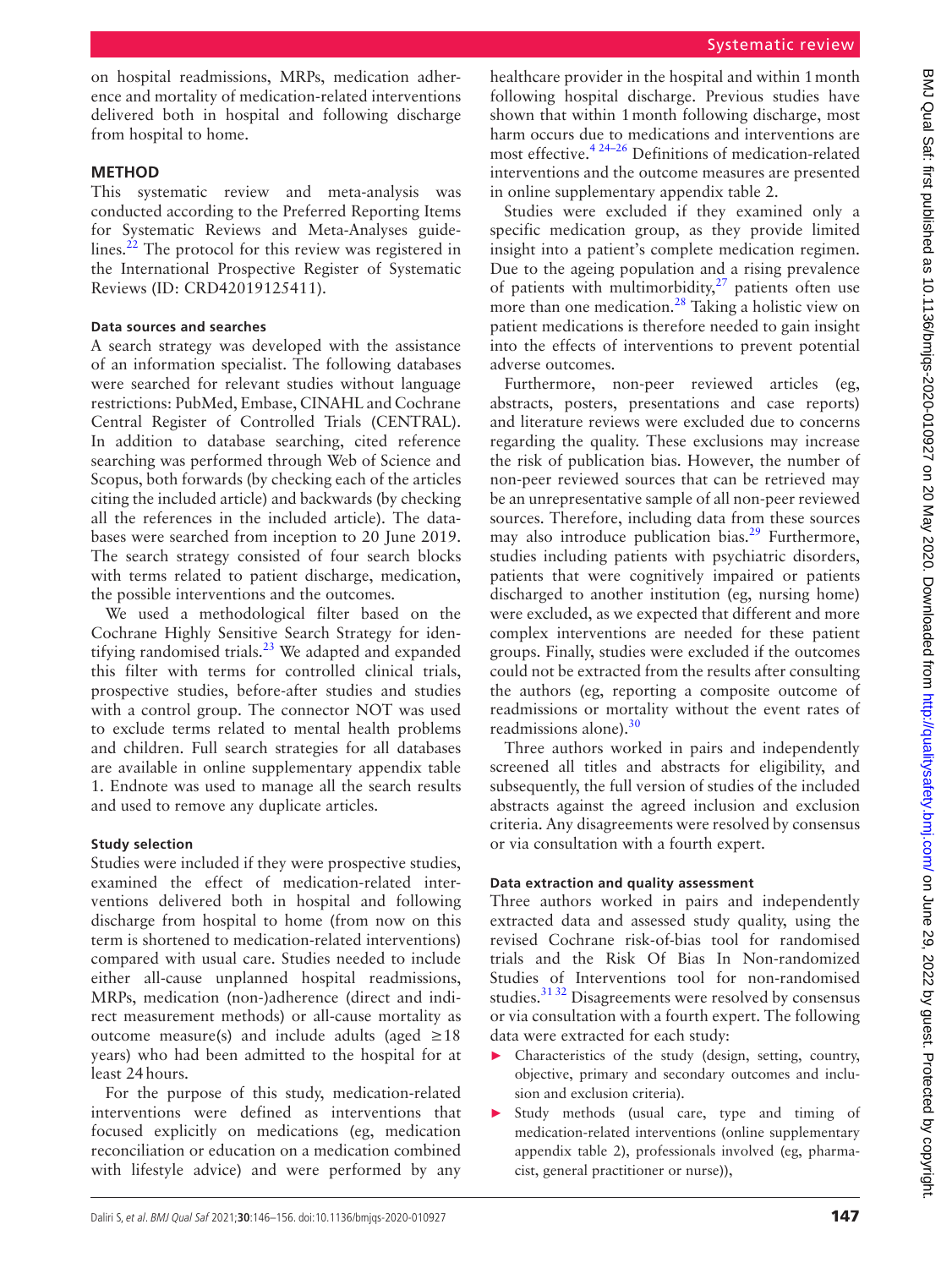on hospital readmissions, MRPs, medication adherence and mortality of medication-related interventions delivered both in hospital and following discharge from hospital to home.

## METHOD

This systematic review and meta-analysis was conducted according to the Preferred Reporting Items for Systematic Reviews and Meta-Analyses guidelines.[22] The protocol for this review was registered in the International Prospective Register of Systematic Reviews (ID: CRD42019125411).

### Data sources and searches

A search strategy was developed with the assistance of an information specialist. The following databases were searched for relevant studies without language restrictions: PubMed, Embase, CINAHL and Cochrane Central Register of Controlled Trials (CENTRAL). In addition to database searching, cited reference searching was performed through Web of Science and Scopus, both forwards (by checking each of the articles citing the included article) and backwards (by checking all the references in the included article). The databases were searched from inception to 20 June 2019. The search strategy consisted of four search blocks with terms related to patient discharge, medication, the possible interventions and the outcomes.

We used a methodological filter based on the Cochrane Highly Sensitive Search Strategy for identifying randomised trials.[23] We adapted and expanded this filter with terms for controlled clinical trials, prospective studies, before-after studies and studies with a control group. The connector NOT was used to exclude terms related to mental health problems and children. Full search strategies for all databases are available in online supplementary appendix table 1. Endnote was used to manage all the search results and used to remove any duplicate articles.

### Study selection

Studies were included if they were prospective studies, examined the effect of medication-related interventions delivered both in hospital and following discharge from hospital to home (from now on this term is shortened to medication-related interventions) compared with usual care. Studies needed to include either all-cause unplanned hospital readmissions, MRPs, medication (non-)adherence (direct and indirect measurement methods) or all-cause mortality as outcome measure(s) and include adults (aged ≥18 years) who had been admitted to the hospital for at least 24 hours.

For the purpose of this study, medication-related interventions were defined as interventions that focused explicitly on medications (eg, medication reconciliation or education on a medication combined with lifestyle advice) and were performed by any healthcare provider in the hospital and within 1 month following hospital discharge. Previous studies have shown that within 1 month following discharge, most harm occurs due to medications and interventions are most effective.[4 24–26] Definitions of medication-related interventions and the outcome measures are presented in online supplementary appendix table 2.

Studies were excluded if they examined only a specific medication group, as they provide limited insight into a patient's complete medication regimen. Due to the ageing population and a rising prevalence of patients with multimorbidity,[27] patients often use more than one medication.[28] Taking a holistic view on patient medications is therefore needed to gain insight into the effects of interventions to prevent potential adverse outcomes.

Furthermore, non-peer reviewed articles (eg, abstracts, posters, presentations and case reports) and literature reviews were excluded due to concerns regarding the quality. These exclusions may increase the risk of publication bias. However, the number of non-peer reviewed sources that can be retrieved may be an unrepresentative sample of all non-peer reviewed sources. Therefore, including data from these sources may also introduce publication bias.[29] Furthermore, studies including patients with psychiatric disorders, patients that were cognitively impaired or patients discharged to another institution (eg, nursing home) were excluded, as we expected that different and more complex interventions are needed for these patient groups. Finally, studies were excluded if the outcomes could not be extracted from the results after consulting the authors (eg, reporting a composite outcome of readmissions or mortality without the event rates of readmissions alone).[30]

Three authors worked in pairs and independently screened all titles and abstracts for eligibility, and subsequently, the full version of studies of the included abstracts against the agreed inclusion and exclusion criteria. Any disagreements were resolved by consensus or via consultation with a fourth expert.

### Data extraction and quality assessment

Three authors worked in pairs and independently extracted data and assessed study quality, using the revised Cochrane risk-of-bias tool for randomised trials and the Risk Of Bias In Non-randomized Studies of Interventions tool for non-randomised studies.[31 32] Disagreements were resolved by consensus or via consultation with a fourth expert. The following data were extracted for each study:

- Characteristics of the study (design, setting, country, objective, primary and secondary outcomes and inclusion and exclusion criteria).
- Study methods (usual care, type and timing of medication-related interventions (online supplementary appendix table 2), professionals involved (eg, pharmacist, general practitioner or nurse)),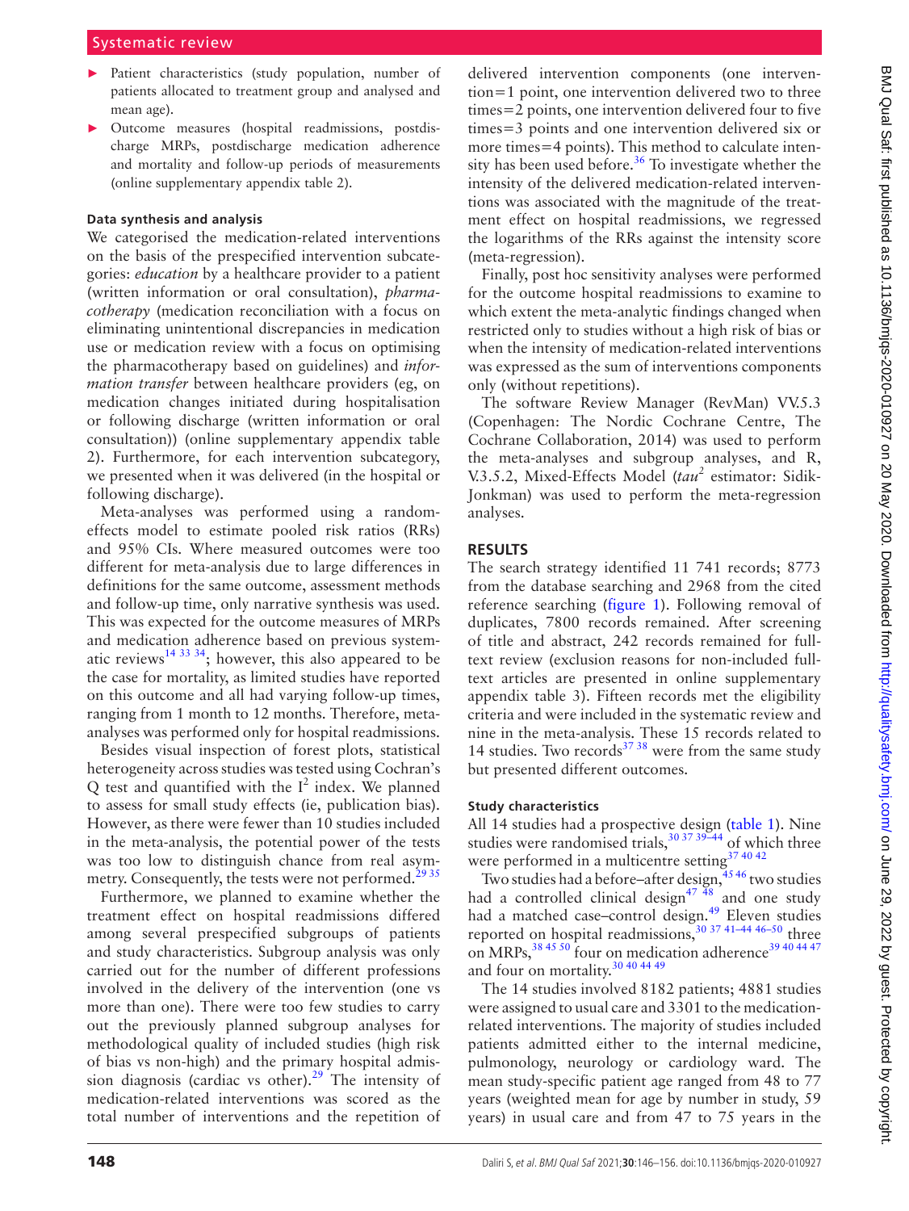- Patient characteristics (study population, number of patients allocated to treatment group and analysed and mean age).
- Outcome measures (hospital readmissions, postdischarge MRPs, postdischarge medication adherence and mortality and follow-up periods of measurements (online supplementary appendix table 2).

### Data synthesis and analysis

We categorised the medication-related interventions on the basis of the prespecified intervention subcategories: *education* by a healthcare provider to a patient (written information or oral consultation), *pharmacotherapy* (medication reconciliation with a focus on eliminating unintentional discrepancies in medication use or medication review with a focus on optimising the pharmacotherapy based on guidelines) and *information transfer* between healthcare providers (eg, on medication changes initiated during hospitalisation or following discharge (written information or oral consultation)) (online supplementary appendix table 2). Furthermore, for each intervention subcategory, we presented when it was delivered (in the hospital or following discharge).

Meta-analyses was performed using a random-effects model to estimate pooled risk ratios (RRs) and 95% CIs. Where measured outcomes were too different for meta-analysis due to large differences in definitions for the same outcome, assessment methods and follow-up time, only narrative synthesis was used. This was expected for the outcome measures of MRPs and medication adherence based on previous systematic reviews[14 33 34]; however, this also appeared to be the case for mortality, as limited studies have reported on this outcome and all had varying follow-up times, ranging from 1 month to 12 months. Therefore, meta-analyses was performed only for hospital readmissions.

Besides visual inspection of forest plots, statistical heterogeneity across studies was tested using Cochran's Q test and quantified with the $I^2$ index. We planned to assess for small study effects (ie, publication bias). However, as there were fewer than 10 studies included in the meta-analysis, the potential power of the tests was too low to distinguish chance from real asymmetry. Consequently, the tests were not performed.[29 35]

Furthermore, we planned to examine whether the treatment effect on hospital readmissions differed among several prespecified subgroups of patients and study characteristics. Subgroup analysis was only carried out for the number of different professions involved in the delivery of the intervention (one vs more than one). There were too few studies to carry out the previously planned subgroup analyses for methodological quality of included studies (high risk of bias vs non-high) and the primary hospital admission diagnosis (cardiac vs other).[29] The intensity of medication-related interventions was scored as the total number of interventions and the repetition of delivered intervention components (one intervention=1 point, one intervention delivered two to three times=2 points, one intervention delivered four to five times=3 points and one intervention delivered six or more times=4 points). This method to calculate intensity has been used before.[36] To investigate whether the intensity of the delivered medication-related interventions was associated with the magnitude of the treatment effect on hospital readmissions, we regressed the logarithms of the RRs against the intensity score (meta-regression).

Finally, post hoc sensitivity analyses were performed for the outcome hospital readmissions to examine to which extent the meta-analytic findings changed when restricted only to studies without a high risk of bias or when the intensity of medication-related interventions was expressed as the sum of interventions components only (without repetitions).

The software Review Manager (RevMan) VV.5.3 (Copenhagen: The Nordic Cochrane Centre, The Cochrane Collaboration, 2014) was used to perform the meta-analyses and subgroup analyses, and R, V.3.5.2, Mixed-Effects Model ($tau^2$ estimator: Sidik-Jonkman) was used to perform the meta-regression analyses.

## RESULTS

The search strategy identified 11 741 records; 8773 from the database searching and 2968 from the cited reference searching (figure 1). Following removal of duplicates, 7800 records remained. After screening of title and abstract, 242 records remained for full-text review (exclusion reasons for non-included full-text articles are presented in online supplementary appendix table 3). Fifteen records met the eligibility criteria and were included in the systematic review and nine in the meta-analysis. These 15 records related to 14 studies. Two records[37 38] were from the same study but presented different outcomes.

### Study characteristics

All 14 studies had a prospective design (table 1). Nine studies were randomised trials,[30 37 39–44] of which three were performed in a multicentre setting[37 40 42]

Two studies had a before–after design,[45 46] two studies had a controlled clinical design[47 48] and one study had a matched case–control design.[49] Eleven studies reported on hospital readmissions,[30 37 41–44 46–50] three on MRPs,[38 45 50] four on medication adherence[39 40 44 47] and four on mortality.[30 40 44 49]

The 14 studies involved 8182 patients; 4881 studies were assigned to usual care and 3301 to the medication-related interventions. The majority of studies included patients admitted either to the internal medicine, pulmonology, neurology or cardiology ward. The mean study-specific patient age ranged from 48 to 77 years (weighted mean for age by number in study, 59 years) in usual care and from 47 to 75 years in the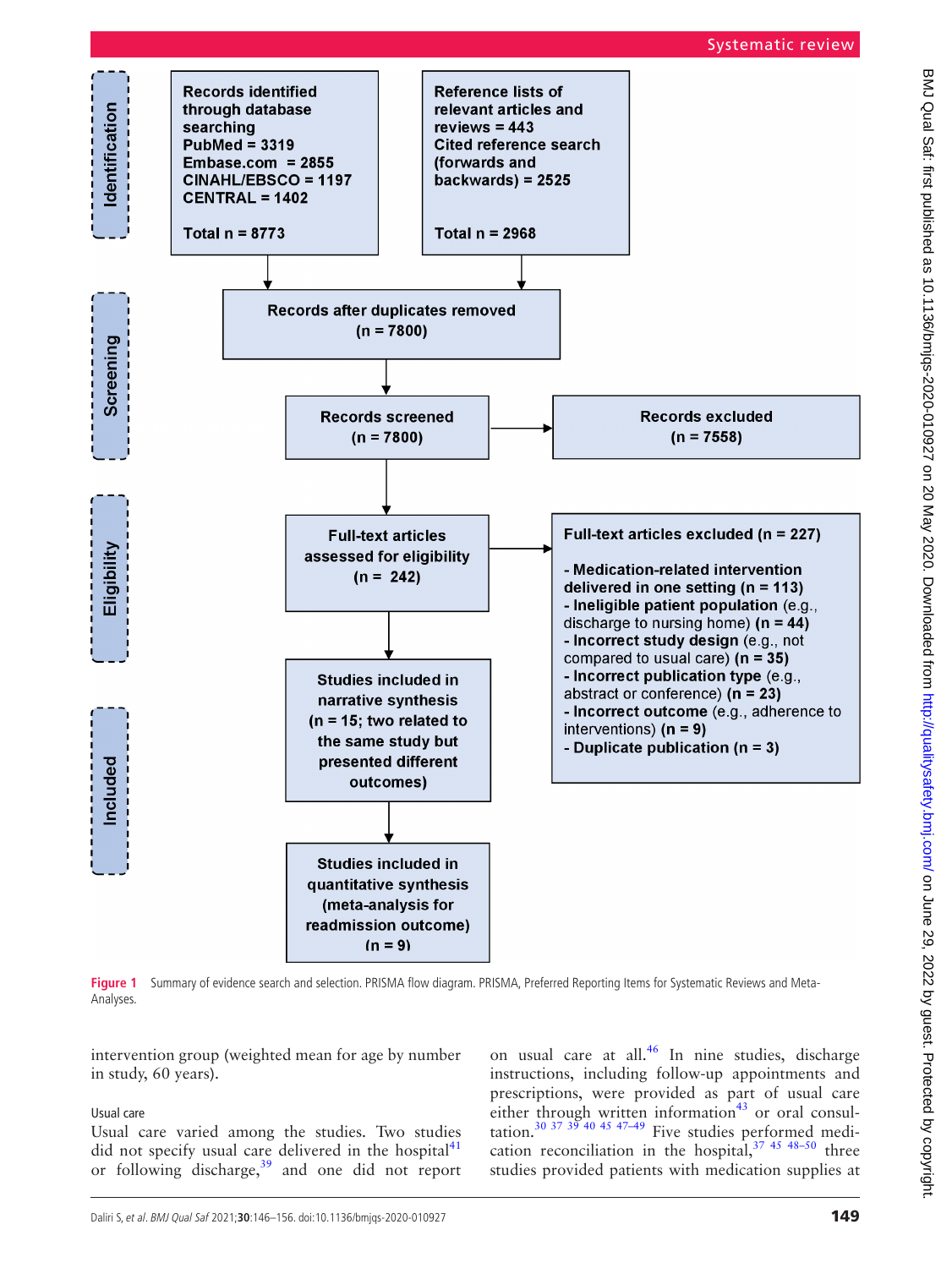**Identification**

**Records identified through database searching**
**PubMed = 3319**
**Embase.com = 2855**
**CINAHL/EBSCO = 1197**
**CENTRAL = 1402**

**Total n = 8773**

**Reference lists of relevant articles and reviews = 443**
**Cited reference search (forwards and backwards) = 2525**

**Total n = 2968**

**Screening**

**Records after duplicates removed (n = 7800)**

**Records screened (n = 7800)**

**Records excluded (n = 7558)**

**Eligibility**

**Full-text articles assessed for eligibility (n = 242)**

**Full-text articles excluded (n = 227)**

- **Medication-related intervention delivered in one setting (n = 113)**
- **Ineligible patient population** (e.g., discharge to nursing home) **(n = 44)**
- **Incorrect study design** (e.g., not compared to usual care) **(n = 35)**
- **Incorrect publication type** (e.g., abstract or conference) **(n = 23)**
- **Incorrect outcome** (e.g., adherence to interventions) **(n = 9)**
- **Duplicate publication (n = 3)**

**Included**

**Studies included in narrative synthesis (n = 15; two related to the same study but presented different outcomes)**

**Studies included in quantitative synthesis (meta-analysis for readmission outcome) (n = 9)**

**Figure 1** Summary of evidence search and selection. PRISMA flow diagram. PRISMA, Preferred Reporting Items for Systematic Reviews and Meta-Analyses.

intervention group (weighted mean for age by number in study, 60 years).

### Usual care

Usual care varied among the studies. Two studies did not specify usual care delivered in the hospital[41] or following discharge,[39] and one did not report on usual care at all.[46] In nine studies, discharge instructions, including follow-up appointments and prescriptions, were provided as part of usual care either through written information[43] or oral consultation.[30 37 39 40 45 47–49] Five studies performed medication reconciliation in the hospital,[37 45 48–50] three studies provided patients with medication supplies at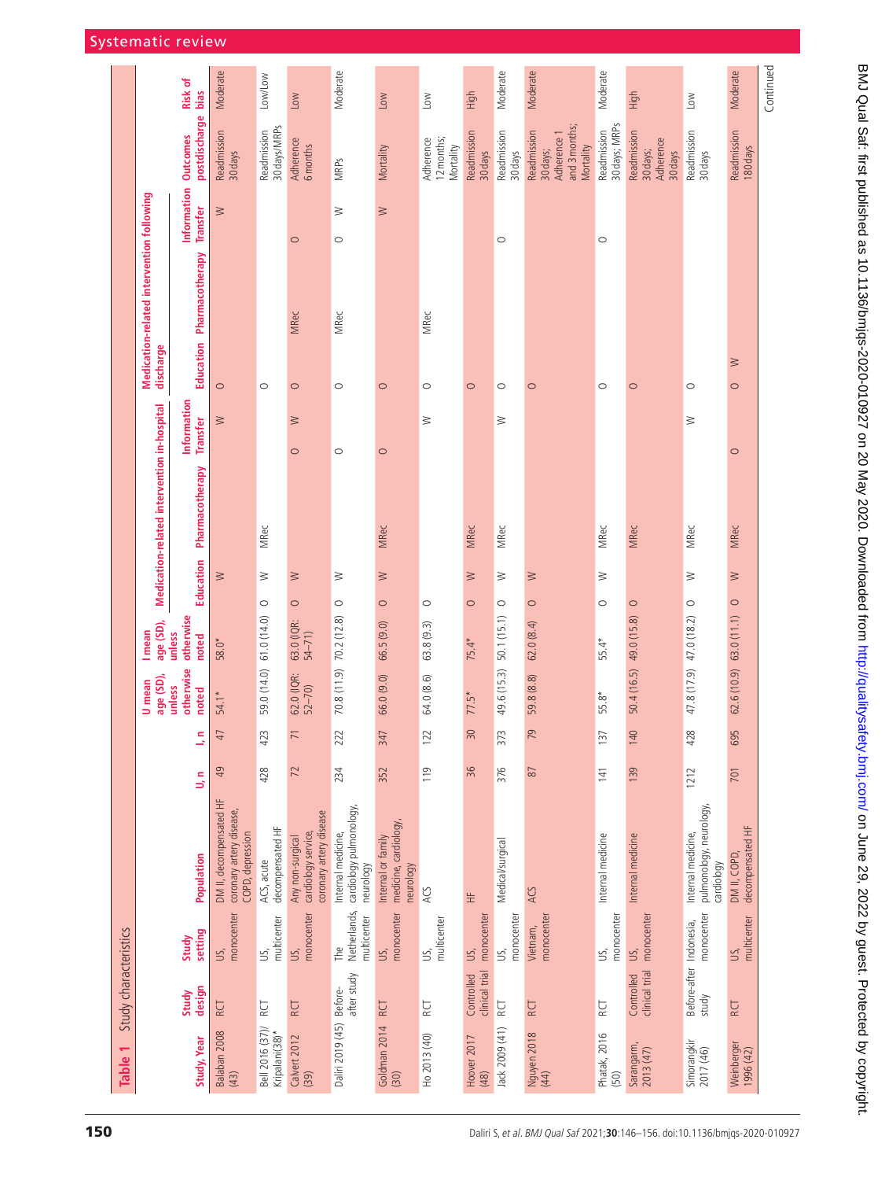**Table 1** Study characteristics

| Study, Year | Study design | Study setting | Population | U, n | I, n | U mean age (SD), unless otherwise noted | I mean age (SD), unless otherwise noted | Medication-related intervention in-hospital | | | Medication-related intervention following discharge | | | Outcomes postdischarge | Risk of bias |
|---|---|---|---|---|---|---|---|---|---|---|---|---|---|---|---|
| | | | | | | | | Education | Pharmacotherapy | Information Transfer | Education | Pharmacotherapy | Information Transfer | | |
| Balaban 2008 (43) | RCT | US, monocenter | DM II, decompensated HF coronary artery disease, COPD, depression | 49 | 47 | 54.1* | 58.0* | W | | W | O | | W | Readmission 30 days | Moderate |
| Bell 2016 (37)/ Kripalani(38)* | RCT | US, multicenter | ACS, acute decompensated HF | 428 | 423 | 59.0 (14.0) | 61.0 (14.0) | O W | MRec | | O | | | Readmission 30 days/MRPs | Low/Low |
| Calvert 2012 (39) | RCT | US, monocenter | Any non-surgical cardiology service, coronary artery disease | 72 | 71 | 62.0 (IQR: 52–70) | 63.0 (IQR: 54–71) | O W | | O W | O | MRec | O | Adherence 6 months | Low |
| Daliri 2019 (45) | Before-after study | The Netherlands, multicenter | Internal medicine, cardiology pulmonology, neurology | 234 | 222 | 70.8 (11.9) | 70.2 (12.8) | O W | | O | O | MRec | O W | MRPs | Moderate |
| Goldman 2014 (30) | RCT | US, monocenter | Internal or family medicine, cardiology, neurology | 352 | 347 | 66.0 (9.0) | 66.5 (9.0) | O W | MRec | O | O | | W | Mortality | Low |
| Ho 2013 (40) | RCT | US, multicenter | ACS | 119 | 122 | 64.0 (8.6) | 63.8 (9.3) | O | | W | O | MRec | | Adherence 12 months; Mortality | Low |
| Hoover 2017 (48) | Controlled clinical trial | US, monocenter | HF | 36 | 30 | 77.5* | 75.4* | O W | MRec | | O | | | Readmission 30 days | High |
| Jack 2009 (41) | RCT | US, monocenter | Medical/surgical | 376 | 373 | 49.6 (15.3) | 50.1 (15.1) | O W | MRec | W | O | | O | Readmission 30 days | Moderate |
| Nguyen 2018 (44) | RCT | Vietnam, monocenter | ACS | 87 | 79 | 59.8 (8.8) | 62.0 (8.4) | O W | | | O | | | Readmission 30 days; Adherence 1 and 3 months; Mortality | Moderate |
| Phatak, 2016 (50) | RCT | US, monocenter | Internal medicine | 141 | 137 | 55.8* | 55.4* | O W | MRec | | O | | O | Readmission 30 days; MRPs | Moderate |
| Sarangarm, 2013 (47) | Controlled clinical trial | US, monocenter | Internal medicine | 139 | 140 | 50.4 (16.5) | 49.0 (15.8) | O | MRec | | O | | | Readmission 30 days; Adherence 30 days | High |
| Simorangkir 2017 (46) | Before-after study | Indonesia, monocenter | Internal medicine, pulmonology, neurology, cardiology | 1212 | 428 | 47.8 (17.9) | 47.0 (18.2) | O W | MRec | W | O | | | Readmission 30 days | Low |
| Weinberger 1996 (42) | RCT | US, multicenter | DM II, COPD, decompensated HF | 701 | 695 | 62.6 (10.9) | 63.0 (11.1) | O W | MRec | O | O W | | | Readmission 180 days | Moderate |

Continued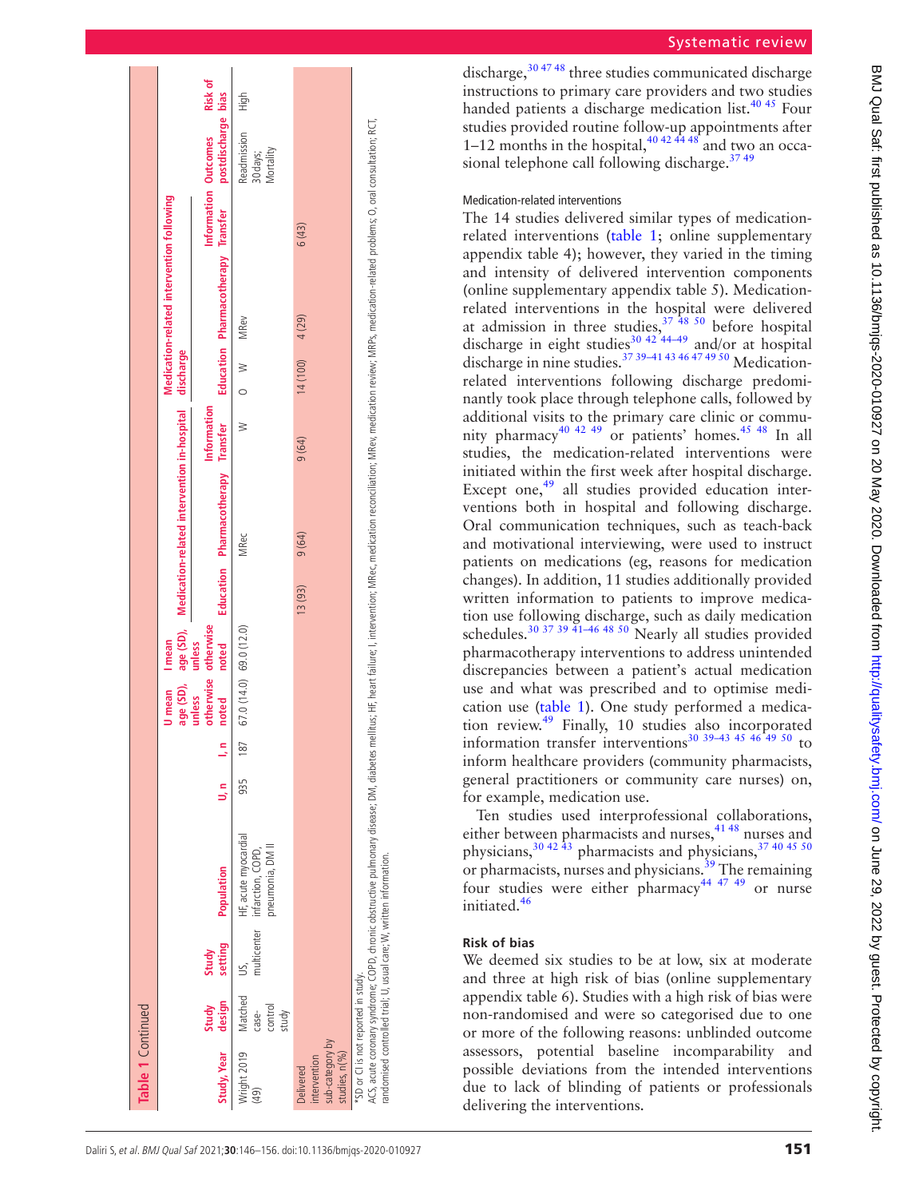**Table 1** Continued

| Study, Year | Study design | Study setting | Population | U, n | I, n | U mean age (SD), unless otherwise noted | I mean age (SD), unless otherwise noted | Medication-related intervention in-hospital | | | Medication-related intervention following discharge | | | Outcomes postdischarge | Risk of bias |
|---|---|---|---|---|---|---|---|---|---|---|---|---|---|---|---|
| | | | | | | | | Education | Pharmacotherapy | Information Transfer | Education | Pharmacotherapy | Information Transfer | | |
| Wright 2019 (49) | Matched case-control study | US, multicenter | HF, acute myocardial infarction, COPD, pneumonia, DM II | 935 | 187 | 67.0 (14.0) | 69.0 (12.0) | | MRec | W | O W | MRev | | Readmission 30 days; Mortality | High |
| Delivered intervention sub-category by studies, n(%) | | | | | | | | 13 (93) | 9 (64) | 9 (64) | 14 (100) | 4 (29) | 6 (43) | | |

*SD or CI is not reported in study.
ACS, acute coronary syndrome; COPD, chronic obstructive pulmonary disease; DM, diabetes mellitus; HF, heart failure; I, intervention; MRec, medication reconciliation; MRev, medication review; MRPs, medication-related problems; O, oral consultation; RCT, randomised controlled trial; U, usual care; W, written information.

discharge,[30 47 48] three studies communicated discharge instructions to primary care providers and two studies handed patients a discharge medication list.[40 45] Four studies provided routine follow-up appointments after 1–12 months in the hospital,[40 42 44 48] and two an occasional telephone call following discharge.[37 49]

### Medication-related interventions

The 14 studies delivered similar types of medication-related interventions (table 1; online supplementary appendix table 4); however, they varied in the timing and intensity of delivered intervention components (online supplementary appendix table 5). Medication-related interventions in the hospital were delivered at admission in three studies,[37 48 50] before hospital discharge in eight studies[30 42 44–49] and/or at hospital discharge in nine studies.[37 39–41 43 46 47 49 50] Medication-related interventions following discharge predominantly took place through telephone calls, followed by additional visits to the primary care clinic or community pharmacy[40 42 49] or patients' homes.[45 48] In all studies, the medication-related interventions were initiated within the first week after hospital discharge. Except one,[49] all studies provided education interventions both in hospital and following discharge. Oral communication techniques, such as teach-back and motivational interviewing, were used to instruct patients on medications (eg, reasons for medication changes). In addition, 11 studies additionally provided written information to patients to improve medication use following discharge, such as daily medication schedules.[30 37 39 41–46 48 50] Nearly all studies provided pharmacotherapy interventions to address unintended discrepancies between a patient's actual medication use and what was prescribed and to optimise medication use (table 1). One study performed a medication review.[49] Finally, 10 studies also incorporated information transfer interventions[30 39–43 45 46 49 50] to inform healthcare providers (community pharmacists, general practitioners or community care nurses) on, for example, medication use.

Ten studies used interprofessional collaborations, either between pharmacists and nurses,[41 48] nurses and physicians,[30 42 43] pharmacists and physicians,[37 40 45 50] or pharmacists, nurses and physicians.[39] The remaining four studies were either pharmacy[44 47 49] or nurse initiated.[46]

## Risk of bias

We deemed six studies to be at low, six at moderate and three at high risk of bias (online supplementary appendix table 6). Studies with a high risk of bias were non-randomised and were so categorised due to one or more of the following reasons: unblinded outcome assessors, potential baseline incomparability and possible deviations from the intended interventions due to lack of blinding of patients or professionals delivering the interventions.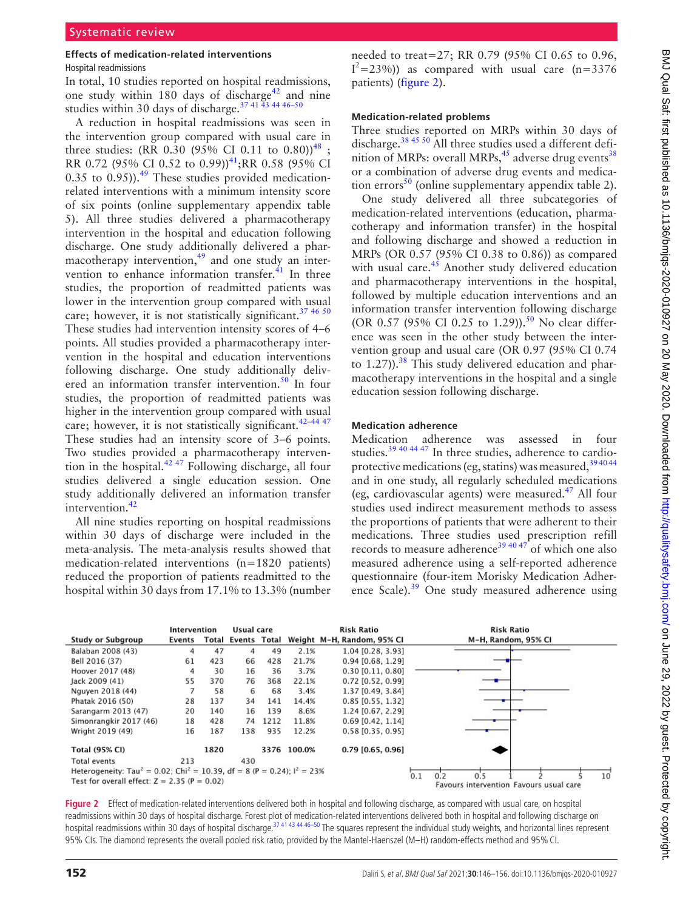### Effects of medication-related interventions

#### Hospital readmissions

In total, 10 studies reported on hospital readmissions, one study within 180 days of discharge[42] and nine studies within 30 days of discharge.[37 41 43 44 46–50]

A reduction in hospital readmissions was seen in the intervention group compared with usual care in three studies: (RR 0.30 (95% CI 0.11 to 0.80))[48]; RR 0.72 (95% CI 0.52 to 0.99))[41];RR 0.58 (95% CI 0.35 to 0.95)).[49] These studies provided medication-related interventions with a minimum intensity score of six points (online supplementary appendix table 5). All three studies delivered a pharmacotherapy intervention in the hospital and education following discharge. One study additionally delivered a pharmacotherapy intervention,[49] and one study an intervention to enhance information transfer.[41] In three studies, the proportion of readmitted patients was lower in the intervention group compared with usual care; however, it is not statistically significant.[37 46 50] These studies had intervention intensity scores of 4–6 points. All studies provided a pharmacotherapy intervention in the hospital and education interventions following discharge. One study additionally delivered an information transfer intervention.[50] In four studies, the proportion of readmitted patients was higher in the intervention group compared with usual care; however, it is not statistically significant.[42–44 47] These studies had an intensity score of 3–6 points. Two studies provided a pharmacotherapy intervention in the hospital.[42 47] Following discharge, all four studies delivered a single education session. One study additionally delivered an information transfer intervention.[42]

All nine studies reporting on hospital readmissions within 30 days of discharge were included in the meta-analysis. The meta-analysis results showed that medication-related interventions (n=1820 patients) reduced the proportion of patients readmitted to the hospital within 30 days from 17.1% to 13.3% (number needed to treat=27; RR 0.79 (95% CI 0.65 to 0.96, $I^2$=23%)) as compared with usual care (n=3376 patients) (figure 2).

#### Medication-related problems

Three studies reported on MRPs within 30 days of discharge.[38 45 50] All three studies used a different definition of MRPs: overall MRPs,[45] adverse drug events[38] or a combination of adverse drug events and medication errors[50] (online supplementary appendix table 2).

One study delivered all three subcategories of medication-related interventions (education, pharmacotherapy and information transfer) in the hospital and following discharge and showed a reduction in MRPs (OR 0.57 (95% CI 0.38 to 0.86)) as compared with usual care.[45] Another study delivered education and pharmacotherapy interventions in the hospital, followed by multiple education interventions and an information transfer intervention following discharge (OR 0.57 (95% CI 0.25 to 1.29)).[50] No clear difference was seen in the other study between the intervention group and usual care (OR 0.97 (95% CI 0.74 to 1.27)).[38] This study delivered education and pharmacotherapy interventions in the hospital and a single education session following discharge.

#### Medication adherence

Medication adherence was assessed in four studies.[39 40 44 47] In three studies, adherence to cardioprotective medications (eg, statins) was measured,[39 40 44] and in one study, all regularly scheduled medications (eg, cardiovascular agents) were measured.[47] All four studies used indirect measurement methods to assess the proportions of patients that were adherent to their medications. Three studies used prescription refill records to measure adherence[39 40 47] of which one also measured adherence using a self-reported adherence questionnaire (four-item Morisky Medication Adherence Scale).[39] One study measured adherence using

| Study or Subgroup | Intervention Events | Intervention Total | Usual care Events | Usual care Total | Weight | Risk Ratio M–H, Random, 95% CI |
|---|---|---|---|---|---|---|
| Balaban 2008 (43) | 4 | 47 | 4 | 49 | 2.1% | 1.04 [0.28, 3.93] |
| Bell 2016 (37) | 61 | 423 | 66 | 428 | 21.7% | 0.94 [0.68, 1.29] |
| Hoover 2017 (48) | 4 | 30 | 16 | 36 | 3.7% | 0.30 [0.11, 0.80] |
| Jack 2009 (41) | 55 | 370 | 76 | 368 | 22.1% | 0.72 [0.52, 0.99] |
| Nguyen 2018 (44) | 7 | 58 | 6 | 68 | 3.4% | 1.37 [0.49, 3.84] |
| Phatak 2016 (50) | 28 | 137 | 34 | 141 | 14.4% | 0.85 [0.55, 1.32] |
| Sarangarm 2013 (47) | 20 | 140 | 16 | 139 | 8.6% | 1.24 [0.67, 2.29] |
| Simonrangkir 2017 (46) | 18 | 428 | 74 | 1212 | 11.8% | 0.69 [0.42, 1.14] |
| Wright 2019 (49) | 16 | 187 | 138 | 935 | 12.2% | 0.58 [0.35, 0.95] |
| **Total (95% CI)** | | **1820** | | **3376** | **100.0%** | **0.79 [0.65, 0.96]** |
| Total events | 213 | | 430 | | | |

Heterogeneity: Tau² = 0.02; Chi² = 10.39, df = 8 (P = 0.24); I² = 23%
Test for overall effect: Z = 2.35 (P = 0.02)

Favours intervention / Favours usual care

**Figure 2** Effect of medication-related interventions delivered both in hospital and following discharge, as compared with usual care, on hospital readmissions within 30 days of hospital discharge. Forest plot of medication-related interventions delivered both in hospital and following discharge on hospital readmissions within 30 days of hospital discharge.[37 41 43 44 46–50] The squares represent the individual study weights, and horizontal lines represent 95% CIs. The diamond represents the overall pooled risk ratio, provided by the Mantel-Haenszel (M–H) random-effects method and 95% CI.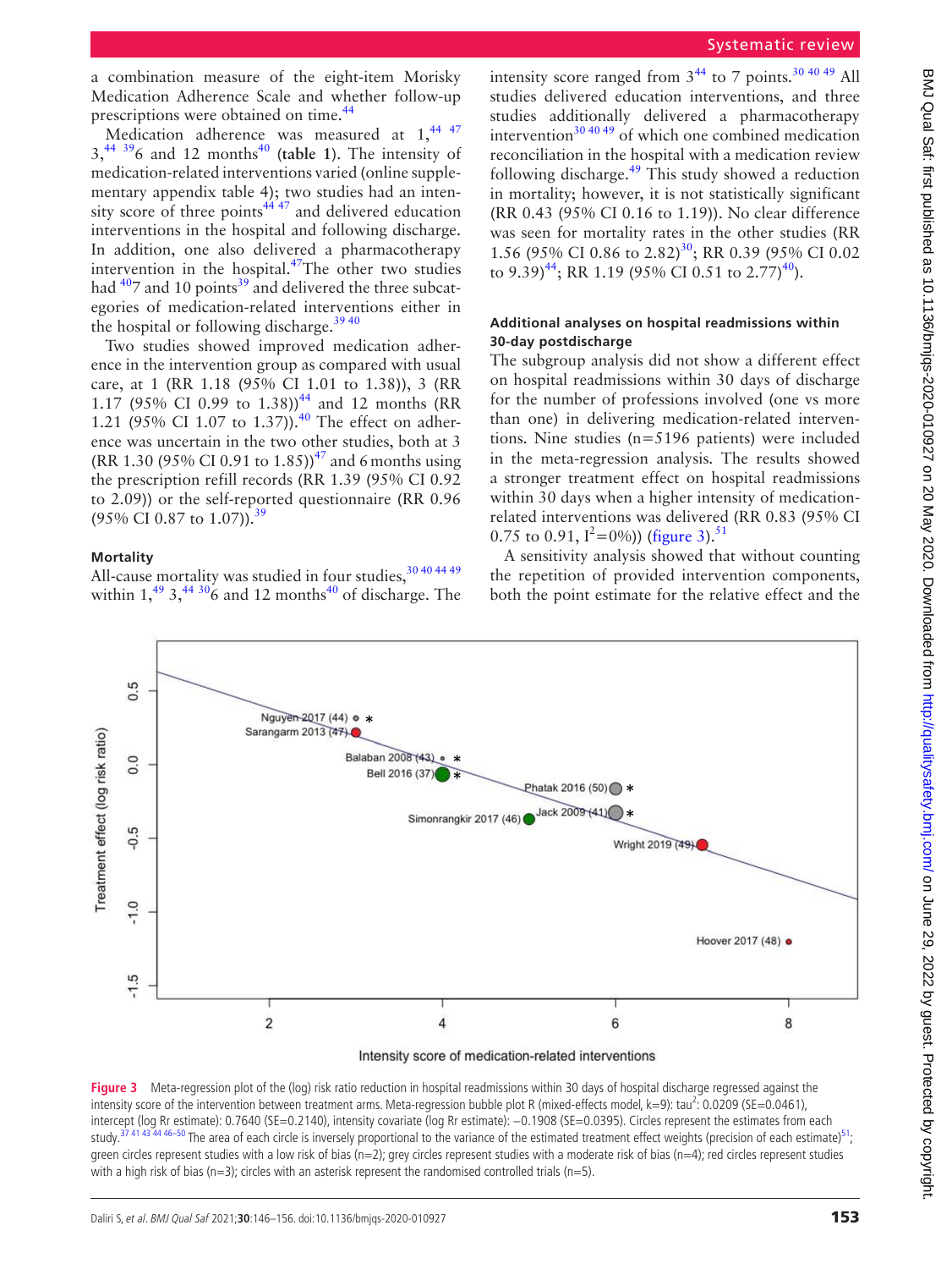a combination measure of the eight-item Morisky Medication Adherence Scale and whether follow-up prescriptions were obtained on time.[44]

Medication adherence was measured at 1,[44 47] 3,[44 39]6 and 12 months[40] (**table 1**). The intensity of medication-related interventions varied (online supplementary appendix table 4); two studies had an intensity score of three points[44 47] and delivered education interventions in the hospital and following discharge. In addition, one also delivered a pharmacotherapy intervention in the hospital.[47]The other two studies had [40]7 and 10 points[39] and delivered the three subcategories of medication-related interventions either in the hospital or following discharge.[39 40]

Two studies showed improved medication adherence in the intervention group as compared with usual care, at 1 (RR 1.18 (95% CI 1.01 to 1.38)), 3 (RR 1.17 (95% CI 0.99 to 1.38))[44] and 12 months (RR 1.21 (95% CI 1.07 to 1.37)).[40] The effect on adherence was uncertain in the two other studies, both at 3 (RR 1.30 (95% CI 0.91 to 1.85))[47] and 6 months using the prescription refill records (RR 1.39 (95% CI 0.92 to 2.09)) or the self-reported questionnaire (RR 0.96 (95% CI 0.87 to 1.07)).[39]

#### Mortality

All-cause mortality was studied in four studies,[30 40 44 49] within 1,[49] 3,[44 30]6 and 12 months[40] of discharge. The intensity score ranged from 3[44] to 7 points.[30 40 49] All studies delivered education interventions, and three studies additionally delivered a pharmacotherapy intervention[30 40 49] of which one combined medication reconciliation in the hospital with a medication review following discharge.[49] This study showed a reduction in mortality; however, it is not statistically significant (RR 0.43 (95% CI 0.16 to 1.19)). No clear difference was seen for mortality rates in the other studies (RR 1.56 (95% CI 0.86 to 2.82)[30]; RR 0.39 (95% CI 0.02 to 9.39)[44]; RR 1.19 (95% CI 0.51 to 2.77)[40]).

#### Additional analyses on hospital readmissions within 30-day postdischarge

The subgroup analysis did not show a different effect on hospital readmissions within 30 days of discharge for the number of professions involved (one vs more than one) in delivering medication-related interventions. Nine studies (n=5196 patients) were included in the meta-regression analysis. The results showed a stronger treatment effect on hospital readmissions within 30 days when a higher intensity of medication-related interventions was delivered (RR 0.83 (95% CI 0.75 to 0.91, $I^2$=0%)) (figure 3).[51]

A sensitivity analysis showed that without counting the repetition of provided intervention components, both the point estimate for the relative effect and the

**Figure 3** Meta-regression plot of the (log) risk ratio reduction in hospital readmissions within 30 days of hospital discharge regressed against the intensity score of the intervention between treatment arms. Meta-regression bubble plot R (mixed-effects model, k=9): tau$^2$: 0.0209 (SE=0.0461), intercept (log Rr estimate): 0.7640 (SE=0.2140), intensity covariate (log Rr estimate): −0.1908 (SE=0.0395). Circles represent the estimates from each study.[37 41 43 44 46–50] The area of each circle is inversely proportional to the variance of the estimated treatment effect weights (precision of each estimate)[51]; green circles represent studies with a low risk of bias (n=2); grey circles represent studies with a moderate risk of bias (n=4); red circles represent studies with a high risk of bias (n=3); circles with an asterisk represent the randomised controlled trials (n=5).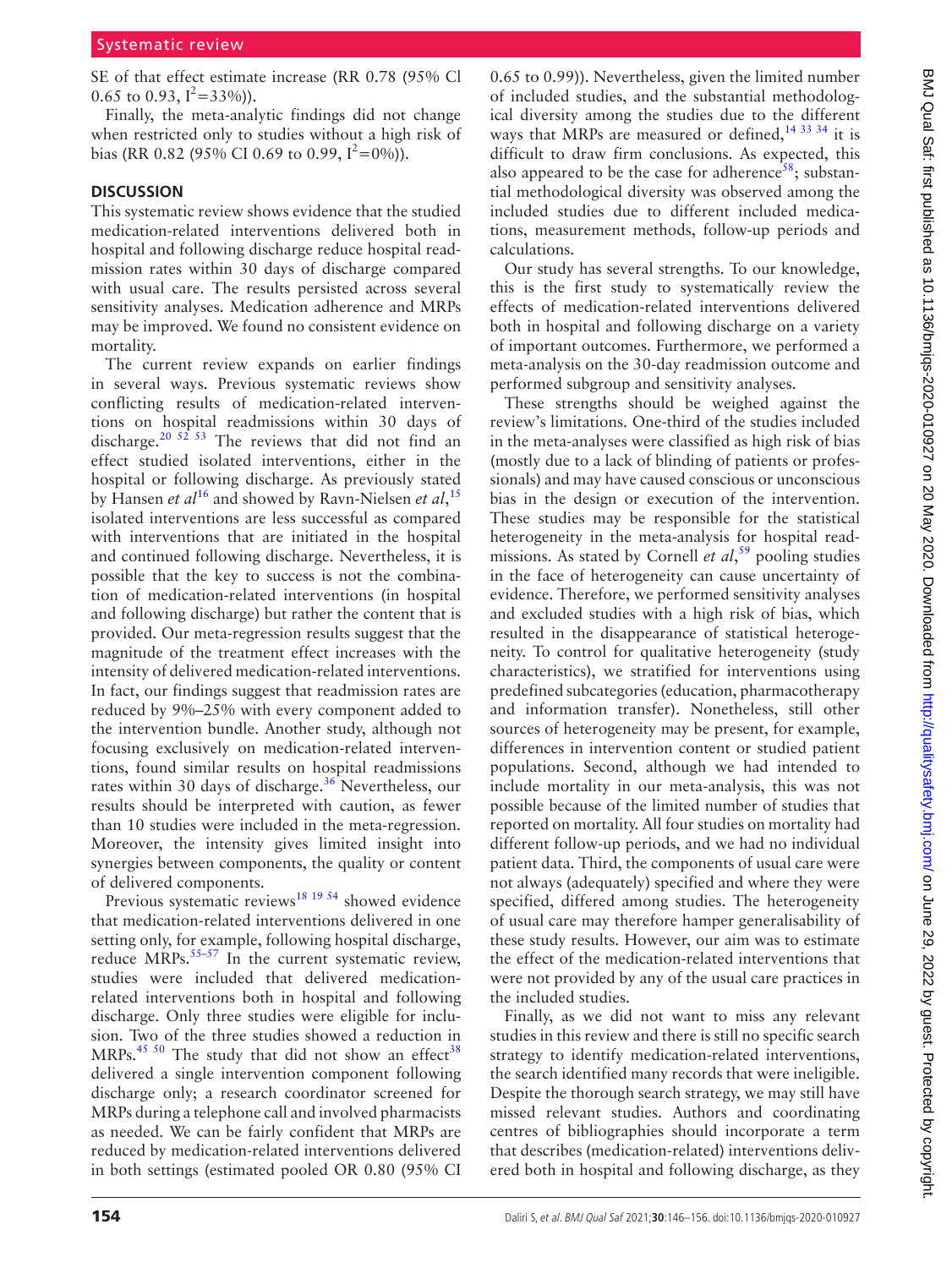SE of that effect estimate increase (RR 0.78 (95% CI 0.65 to 0.93, $I^2$=33%)).

Finally, the meta-analytic findings did not change when restricted only to studies without a high risk of bias (RR 0.82 (95% CI 0.69 to 0.99, $I^2$=0%)).

## DISCUSSION

This systematic review shows evidence that the studied medication-related interventions delivered both in hospital and following discharge reduce hospital readmission rates within 30 days of discharge compared with usual care. The results persisted across several sensitivity analyses. Medication adherence and MRPs may be improved. We found no consistent evidence on mortality.

The current review expands on earlier findings in several ways. Previous systematic reviews show conflicting results of medication-related interventions on hospital readmissions within 30 days of discharge.[20 52 53] The reviews that did not find an effect studied isolated interventions, either in the hospital or following discharge. As previously stated by Hansen *et al*[16] and showed by Ravn-Nielsen *et al*,[15] isolated interventions are less successful as compared with interventions that are initiated in the hospital and continued following discharge. Nevertheless, it is possible that the key to success is not the combination of medication-related interventions (in hospital and following discharge) but rather the content that is provided. Our meta-regression results suggest that the magnitude of the treatment effect increases with the intensity of delivered medication-related interventions. In fact, our findings suggest that readmission rates are reduced by 9%–25% with every component added to the intervention bundle. Another study, although not focusing exclusively on medication-related interventions, found similar results on hospital readmissions rates within 30 days of discharge.[36] Nevertheless, our results should be interpreted with caution, as fewer than 10 studies were included in the meta-regression. Moreover, the intensity gives limited insight into synergies between components, the quality or content of delivered components.

Previous systematic reviews[18 19 54] showed evidence that medication-related interventions delivered in one setting only, for example, following hospital discharge, reduce MRPs.[55–57] In the current systematic review, studies were included that delivered medication-related interventions both in hospital and following discharge. Only three studies were eligible for inclusion. Two of the three studies showed a reduction in MRPs.[45 50] The study that did not show an effect[38] delivered a single intervention component following discharge only; a research coordinator screened for MRPs during a telephone call and involved pharmacists as needed. We can be fairly confident that MRPs are reduced by medication-related interventions delivered in both settings (estimated pooled OR 0.80 (95% CI 0.65 to 0.99)). Nevertheless, given the limited number of included studies, and the substantial methodological diversity among the studies due to the different ways that MRPs are measured or defined,[14 33 34] it is difficult to draw firm conclusions. As expected, this also appeared to be the case for adherence[58]; substantial methodological diversity was observed among the included studies due to different included medications, measurement methods, follow-up periods and calculations.

Our study has several strengths. To our knowledge, this is the first study to systematically review the effects of medication-related interventions delivered both in hospital and following discharge on a variety of important outcomes. Furthermore, we performed a meta-analysis on the 30-day readmission outcome and performed subgroup and sensitivity analyses.

These strengths should be weighed against the review's limitations. One-third of the studies included in the meta-analyses were classified as high risk of bias (mostly due to a lack of blinding of patients or professionals) and may have caused conscious or unconscious bias in the design or execution of the intervention. These studies may be responsible for the statistical heterogeneity in the meta-analysis for hospital readmissions. As stated by Cornell *et al*,[59] pooling studies in the face of heterogeneity can cause uncertainty of evidence. Therefore, we performed sensitivity analyses and excluded studies with a high risk of bias, which resulted in the disappearance of statistical heterogeneity. To control for qualitative heterogeneity (study characteristics), we stratified for interventions using predefined subcategories (education, pharmacotherapy and information transfer). Nonetheless, still other sources of heterogeneity may be present, for example, differences in intervention content or studied patient populations. Second, although we had intended to include mortality in our meta-analysis, this was not possible because of the limited number of studies that reported on mortality. All four studies on mortality had different follow-up periods, and we had no individual patient data. Third, the components of usual care were not always (adequately) specified and where they were specified, differed among studies. The heterogeneity of usual care may therefore hamper generalisability of these study results. However, our aim was to estimate the effect of the medication-related interventions that were not provided by any of the usual care practices in the included studies.

Finally, as we did not want to miss any relevant studies in this review and there is still no specific search strategy to identify medication-related interventions, the search identified many records that were ineligible. Despite the thorough search strategy, we may still have missed relevant studies. Authors and coordinating centres of bibliographies should incorporate a term that describes (medication-related) interventions delivered both in hospital and following discharge, as they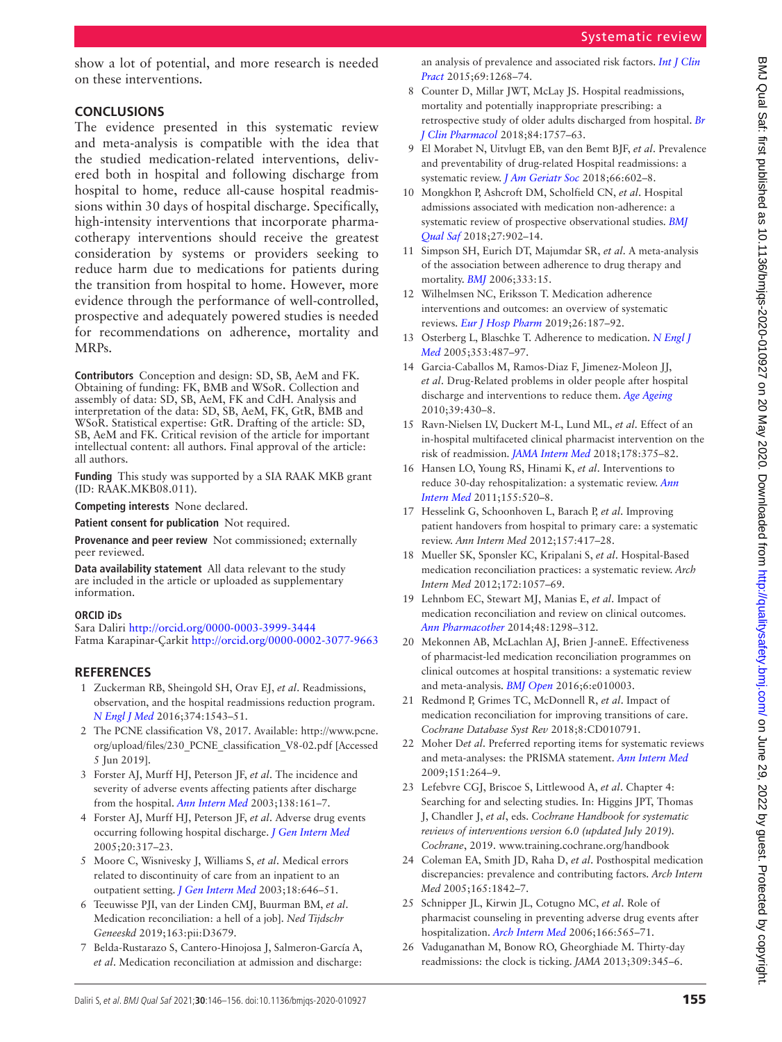show a lot of potential, and more research is needed on these interventions.

## CONCLUSIONS

The evidence presented in this systematic review and meta-analysis is compatible with the idea that the studied medication-related interventions, delivered both in hospital and following discharge from hospital to home, reduce all-cause hospital readmissions within 30 days of hospital discharge. Specifically, high-intensity interventions that incorporate pharmacotherapy interventions should receive the greatest consideration by systems or providers seeking to reduce harm due to medications for patients during the transition from hospital to home. However, more evidence through the performance of well-controlled, prospective and adequately powered studies is needed for recommendations on adherence, mortality and MRPs.

**Contributors** Conception and design: SD, SB, AeM and FK. Obtaining of funding: FK, BMB and WSoR. Collection and assembly of data: SD, SB, AeM, FK and CdH. Analysis and interpretation of the data: SD, SB, AeM, FK, GtR, BMB and WSoR. Statistical expertise: GtR. Drafting of the article: SD, SB, AeM and FK. Critical revision of the article for important intellectual content: all authors. Final approval of the article: all authors.

**Funding** This study was supported by a SIA RAAK MKB grant (ID: RAAK.MKB08.011).

**Competing interests** None declared.

**Patient consent for publication** Not required.

**Provenance and peer review** Not commissioned; externally peer reviewed.

**Data availability statement** All data relevant to the study are included in the article or uploaded as supplementary information.

**ORCID iDs**

Sara Daliri http://orcid.org/0000-0003-3999-3444
Fatma Karapinar-Çarkit http://orcid.org/0000-0002-3077-9663

## REFERENCES

1. Zuckerman RB, Sheingold SH, Orav EJ, *et al*. Readmissions, observation, and the hospital readmissions reduction program. *N Engl J Med* 2016;374:1543–51.
2. The PCNE classification V8, 2017. Available: http://www.pcne.org/upload/files/230_PCNE_classification_V8-02.pdf [Accessed 5 Jun 2019].
3. Forster AJ, Murff HJ, Peterson JF, *et al*. The incidence and severity of adverse events affecting patients after discharge from the hospital. *Ann Intern Med* 2003;138:161–7.
4. Forster AJ, Murff HJ, Peterson JF, *et al*. Adverse drug events occurring following hospital discharge. *J Gen Intern Med* 2005;20:317–23.
5. Moore C, Wisnivesky J, Williams S, *et al*. Medical errors related to discontinuity of care from an inpatient to an outpatient setting. *J Gen Intern Med* 2003;18:646–51.
6. Teeuwisse PJI, van der Linden CMJ, Buurman BM, *et al*. Medication reconciliation: a hell of a job]. *Ned Tijdschr Geneeskd* 2019;163:pii:D3679.
7. Belda-Rustarazo S, Cantero-Hinojosa J, Salmeron-García A, *et al*. Medication reconciliation at admission and discharge: an analysis of prevalence and associated risk factors. *Int J Clin Pract* 2015;69:1268–74.
8. Counter D, Millar JWT, McLay JS. Hospital readmissions, mortality and potentially inappropriate prescribing: a retrospective study of older adults discharged from hospital. *Br J Clin Pharmacol* 2018;84:1757–63.
9. El Morabet N, Uitvlugt EB, van den Bemt BJF, *et al*. Prevalence and preventability of drug-related Hospital readmissions: a systematic review. *J Am Geriatr Soc* 2018;66:602–8.
10. Mongkhon P, Ashcroft DM, Scholfield CN, *et al*. Hospital admissions associated with medication non-adherence: a systematic review of prospective observational studies. *BMJ Qual Saf* 2018;27:902–14.
11. Simpson SH, Eurich DT, Majumdar SR, *et al*. A meta-analysis of the association between adherence to drug therapy and mortality. *BMJ* 2006;333:15.
12. Wilhelmsen NC, Eriksson T. Medication adherence interventions and outcomes: an overview of systematic reviews. *Eur J Hosp Pharm* 2019;26:187–92.
13. Osterberg L, Blaschke T. Adherence to medication. *N Engl J Med* 2005;353:487–97.
14. Garcia-Caballos M, Ramos-Diaz F, Jimenez-Moleon JJ, *et al*. Drug-Related problems in older people after hospital discharge and interventions to reduce them. *Age Ageing* 2010;39:430–8.
15. Ravn-Nielsen LV, Duckert M-L, Lund ML, *et al*. Effect of an in-hospital multifaceted clinical pharmacist intervention on the risk of readmission. *JAMA Intern Med* 2018;178:375–82.
16. Hansen LO, Young RS, Hinami K, *et al*. Interventions to reduce 30-day rehospitalization: a systematic review. *Ann Intern Med* 2011;155:520–8.
17. Hesselink G, Schoonhoven L, Barach P, *et al*. Improving patient handovers from hospital to primary care: a systematic review. *Ann Intern Med* 2012;157:417–28.
18. Mueller SK, Sponsler KC, Kripalani S, *et al*. Hospital-Based medication reconciliation practices: a systematic review. *Arch Intern Med* 2012;172:1057–69.
19. Lehnbom EC, Stewart MJ, Manias E, *et al*. Impact of medication reconciliation and review on clinical outcomes. *Ann Pharmacother* 2014;48:1298–312.
20. Mekonnen AB, McLachlan AJ, Brien J-anneE. Effectiveness of pharmacist-led medication reconciliation programmes on clinical outcomes at hospital transitions: a systematic review and meta-analysis. *BMJ Open* 2016;6:e010003.
21. Redmond P, Grimes TC, McDonnell R, *et al*. Impact of medication reconciliation for improving transitions of care. *Cochrane Database Syst Rev* 2018;8:CD010791.
22. Moher D*et al*. Preferred reporting items for systematic reviews and meta-analyses: the PRISMA statement. *Ann Intern Med* 2009;151:264–9.
23. Lefebvre CGJ, Briscoe S, Littlewood A, *et al*. Chapter 4: Searching for and selecting studies. In: Higgins JPT, Thomas J, Chandler J, *et al*, eds. *Cochrane Handbook for systematic reviews of interventions version 6.0 (updated July 2019). Cochrane*, 2019. www.training.cochrane.org/handbook
24. Coleman EA, Smith JD, Raha D, *et al*. Posthospital medication discrepancies: prevalence and contributing factors. *Arch Intern Med* 2005;165:1842–7.
25. Schnipper JL, Kirwin JL, Cotugno MC, *et al*. Role of pharmacist counseling in preventing adverse drug events after hospitalization. *Arch Intern Med* 2006;166:565–71.
26. Vaduganathan M, Bonow RO, Gheorghiade M. Thirty-day readmissions: the clock is ticking. *JAMA* 2013;309:345–6.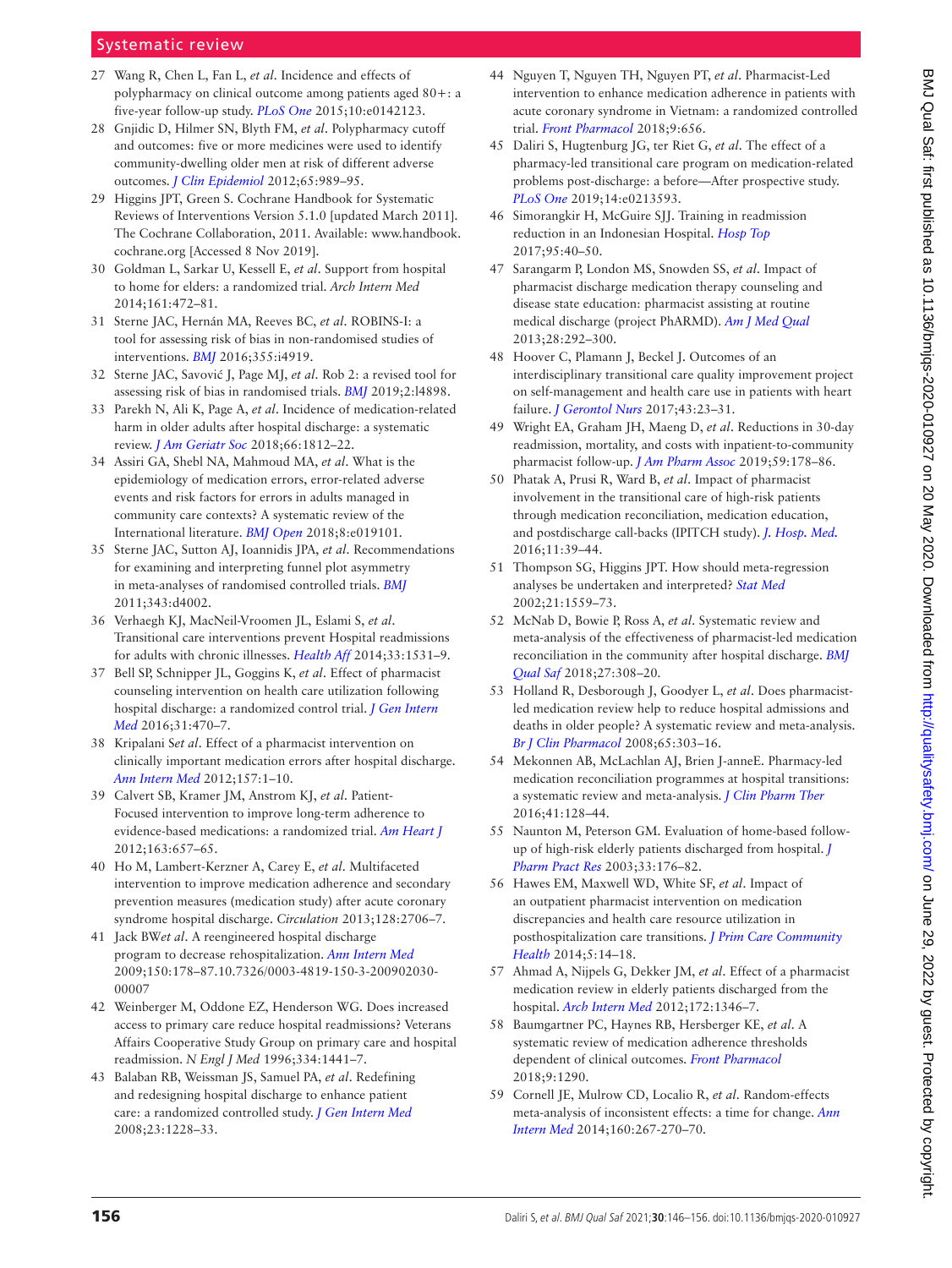27 Wang R, Chen L, Fan L, *et al*. Incidence and effects of polypharmacy on clinical outcome among patients aged 80+: a five-year follow-up study. *PLoS One* 2015;10:e0142123.

28 Gnjidic D, Hilmer SN, Blyth FM, *et al*. Polypharmacy cutoff and outcomes: five or more medicines were used to identify community-dwelling older men at risk of different adverse outcomes. *J Clin Epidemiol* 2012;65:989–95.

29 Higgins JPT, Green S. Cochrane Handbook for Systematic Reviews of Interventions Version 5.1.0 [updated March 2011]. The Cochrane Collaboration, 2011. Available: www.handbook.cochrane.org [Accessed 8 Nov 2019].

30 Goldman L, Sarkar U, Kessell E, *et al*. Support from hospital to home for elders: a randomized trial. *Arch Intern Med* 2014;161:472–81.

31 Sterne JAC, Hernán MA, Reeves BC, *et al*. ROBINS-I: a tool for assessing risk of bias in non-randomised studies of interventions. *BMJ* 2016;355:i4919.

32 Sterne JAC, Savović J, Page MJ, *et al*. Rob 2: a revised tool for assessing risk of bias in randomised trials. *BMJ* 2019;2:l4898.

33 Parekh N, Ali K, Page A, *et al*. Incidence of medication-related harm in older adults after hospital discharge: a systematic review. *J Am Geriatr Soc* 2018;66:1812–22.

34 Assiri GA, Shebl NA, Mahmoud MA, *et al*. What is the epidemiology of medication errors, error-related adverse events and risk factors for errors in adults managed in community care contexts? A systematic review of the International literature. *BMJ Open* 2018;8:e019101.

35 Sterne JAC, Sutton AJ, Ioannidis JPA, *et al*. Recommendations for examining and interpreting funnel plot asymmetry in meta-analyses of randomised controlled trials. *BMJ* 2011;343:d4002.

36 Verhaegh KJ, MacNeil-Vroomen JL, Eslami S, *et al*. Transitional care interventions prevent Hospital readmissions for adults with chronic illnesses. *Health Aff* 2014;33:1531–9.

37 Bell SP, Schnipper JL, Goggins K, *et al*. Effect of pharmacist counseling intervention on health care utilization following hospital discharge: a randomized control trial. *J Gen Intern Med* 2016;31:470–7.

38 Kripalani S*et al*. Effect of a pharmacist intervention on clinically important medication errors after hospital discharge. *Ann Intern Med* 2012;157:1–10.

39 Calvert SB, Kramer JM, Anstrom KJ, *et al*. Patient-Focused intervention to improve long-term adherence to evidence-based medications: a randomized trial. *Am Heart J* 2012;163:657–65.

40 Ho M, Lambert-Kerzner A, Carey E, *et al*. Multifaceted intervention to improve medication adherence and secondary prevention measures (medication study) after acute coronary syndrome hospital discharge. *Circulation* 2013;128:2706–7.

41 Jack BW*et al*. A reengineered hospital discharge program to decrease rehospitalization. *Ann Intern Med* 2009;150:178–87.10.7326/0003-4819-150-3-200902030-00007

42 Weinberger M, Oddone EZ, Henderson WG. Does increased access to primary care reduce hospital readmissions? Veterans Affairs Cooperative Study Group on primary care and hospital readmission. *N Engl J Med* 1996;334:1441–7.

43 Balaban RB, Weissman JS, Samuel PA, *et al*. Redefining and redesigning hospital discharge to enhance patient care: a randomized controlled study. *J Gen Intern Med* 2008;23:1228–33.

44 Nguyen T, Nguyen TH, Nguyen PT, *et al*. Pharmacist-Led intervention to enhance medication adherence in patients with acute coronary syndrome in Vietnam: a randomized controlled trial. *Front Pharmacol* 2018;9:656.

45 Daliri S, Hugtenburg JG, ter Riet G, *et al*. The effect of a pharmacy-led transitional care program on medication-related problems post-discharge: a before—After prospective study. *PLoS One* 2019;14:e0213593.

46 Simorangkir H, McGuire SJJ. Training in readmission reduction in an Indonesian Hospital. *Hosp Top* 2017;95:40–50.

47 Sarangarm P, London MS, Snowden SS, *et al*. Impact of pharmacist discharge medication therapy counseling and disease state education: pharmacist assisting at routine medical discharge (project PhARMD). *Am J Med Qual* 2013;28:292–300.

48 Hoover C, Plamann J, Beckel J. Outcomes of an interdisciplinary transitional care quality improvement project on self-management and health care use in patients with heart failure. *J Gerontol Nurs* 2017;43:23–31.

49 Wright EA, Graham JH, Maeng D, *et al*. Reductions in 30-day readmission, mortality, and costs with inpatient-to-community pharmacist follow-up. *J Am Pharm Assoc* 2019;59:178–86.

50 Phatak A, Prusi R, Ward B, *et al*. Impact of pharmacist involvement in the transitional care of high-risk patients through medication reconciliation, medication education, and postdischarge call-backs (IPITCH study). *J. Hosp. Med.* 2016;11:39–44.

51 Thompson SG, Higgins JPT. How should meta-regression analyses be undertaken and interpreted? *Stat Med* 2002;21:1559–73.

52 McNab D, Bowie P, Ross A, *et al*. Systematic review and meta-analysis of the effectiveness of pharmacist-led medication reconciliation in the community after hospital discharge. *BMJ Qual Saf* 2018;27:308–20.

53 Holland R, Desborough J, Goodyer L, *et al*. Does pharmacist-led medication review help to reduce hospital admissions and deaths in older people? A systematic review and meta-analysis. *Br J Clin Pharmacol* 2008;65:303–16.

54 Mekonnen AB, McLachlan AJ, Brien J-anneE. Pharmacy-led medication reconciliation programmes at hospital transitions: a systematic review and meta-analysis. *J Clin Pharm Ther* 2016;41:128–44.

55 Naunton M, Peterson GM. Evaluation of home-based follow-up of high-risk elderly patients discharged from hospital. *J Pharm Pract Res* 2003;33:176–82.

56 Hawes EM, Maxwell WD, White SF, *et al*. Impact of an outpatient pharmacist intervention on medication discrepancies and health care resource utilization in posthospitalization care transitions. *J Prim Care Community Health* 2014;5:14–18.

57 Ahmad A, Nijpels G, Dekker JM, *et al*. Effect of a pharmacist medication review in elderly patients discharged from the hospital. *Arch Intern Med* 2012;172:1346–7.

58 Baumgartner PC, Haynes RB, Hersberger KE, *et al*. A systematic review of medication adherence thresholds dependent of clinical outcomes. *Front Pharmacol* 2018;9:1290.

59 Cornell JE, Mulrow CD, Localio R, *et al*. Random-effects meta-analysis of inconsistent effects: a time for change. *Ann Intern Med* 2014;160:267-270–70.